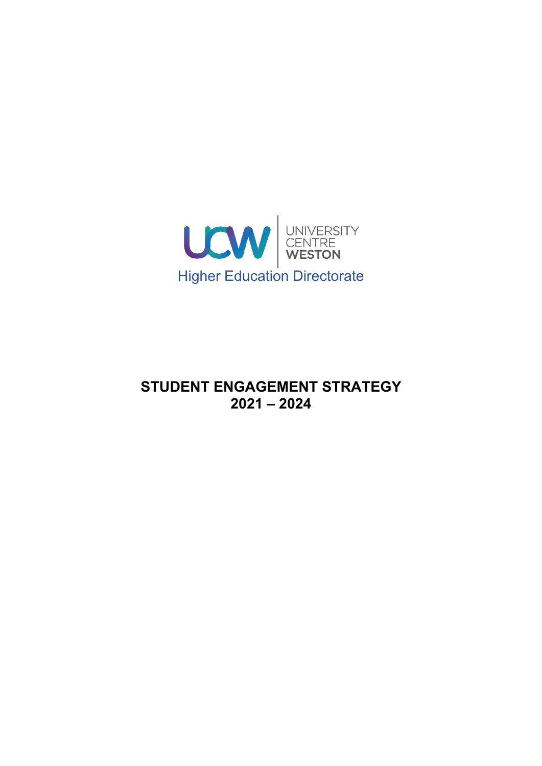UCW | UNIVERSITY CENTRE WESTON

Higher Education Directorate

# STUDENT ENGAGEMENT STRATEGY 2021 – 2024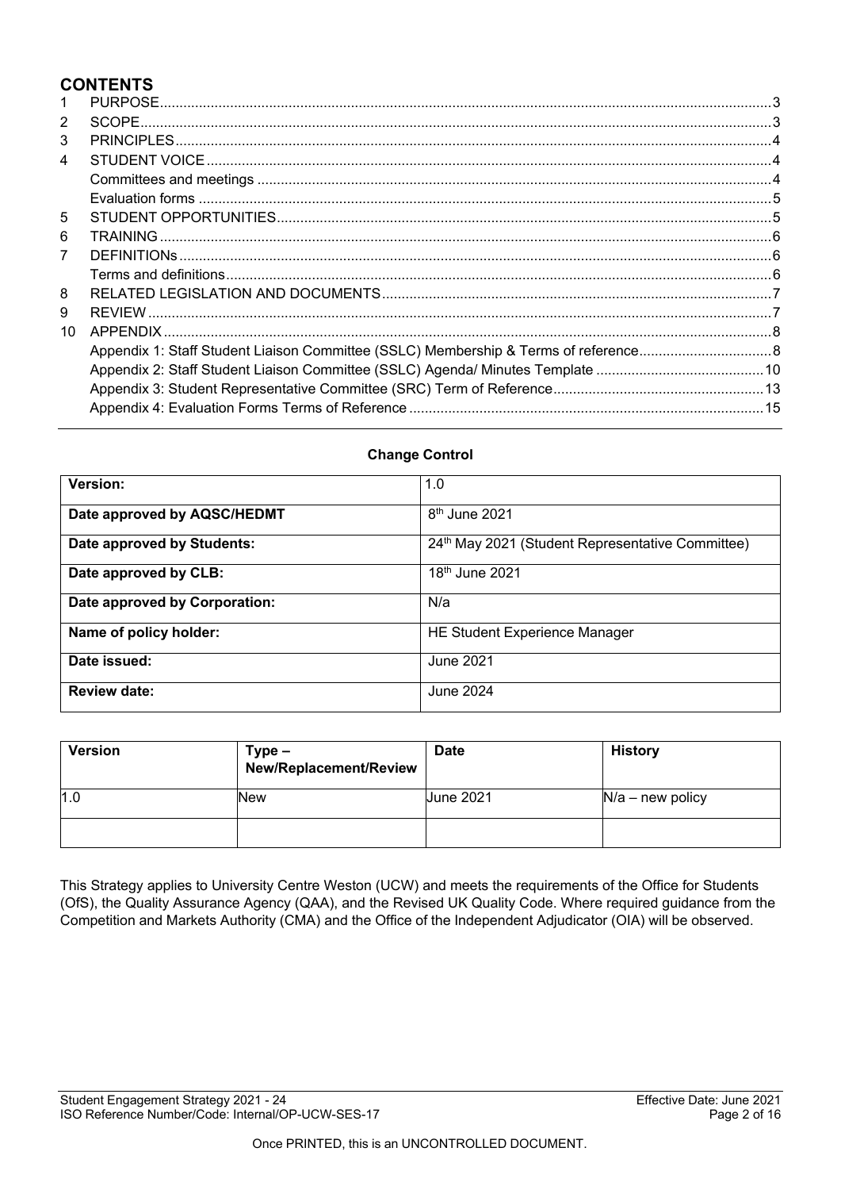# CONTENTS

1 PURPOSE ... 3
2 SCOPE ... 3
3 PRINCIPLES ... 4
4 STUDENT VOICE ... 4
  Committees and meetings ... 4
  Evaluation forms ... 5
5 STUDENT OPPORTUNITIES ... 5
6 TRAINING ... 6
7 DEFINITIONs ... 6
  Terms and definitions ... 6
8 RELATED LEGISLATION AND DOCUMENTS ... 7
9 REVIEW ... 7
10 APPENDIX ... 8
  Appendix 1: Staff Student Liaison Committee (SSLC) Membership & Terms of reference ... 8
  Appendix 2: Staff Student Liaison Committee (SSLC) Agenda/ Minutes Template ... 10
  Appendix 3: Student Representative Committee (SRC) Term of Reference ... 13
  Appendix 4: Evaluation Forms Terms of Reference ... 15

**Change Control**

| **Version:** | 1.0 |
|---|---|
| **Date approved by AQSC/HEDMT** | 8th June 2021 |
| **Date approved by Students:** | 24th May 2021 (Student Representative Committee) |
| **Date approved by CLB:** | 18th June 2021 |
| **Date approved by Corporation:** | N/a |
| **Name of policy holder:** | HE Student Experience Manager |
| **Date issued:** | June 2021 |
| **Review date:** | June 2024 |

| **Version** | **Type – New/Replacement/Review** | **Date** | **History** |
|---|---|---|---|
| 1.0 | New | June 2021 | N/a – new policy |
| | | | |

This Strategy applies to University Centre Weston (UCW) and meets the requirements of the Office for Students (OfS), the Quality Assurance Agency (QAA), and the Revised UK Quality Code. Where required guidance from the Competition and Markets Authority (CMA) and the Office of the Independent Adjudicator (OIA) will be observed.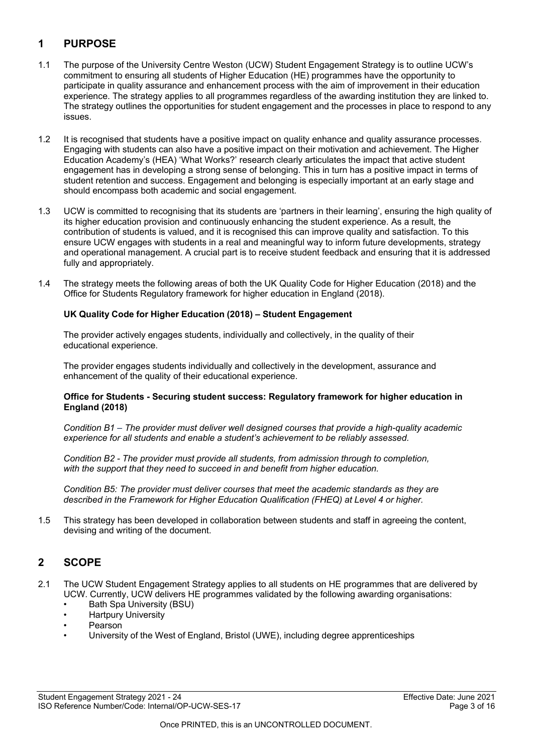## 1 PURPOSE

1.1 The purpose of the University Centre Weston (UCW) Student Engagement Strategy is to outline UCW's commitment to ensuring all students of Higher Education (HE) programmes have the opportunity to participate in quality assurance and enhancement process with the aim of improvement in their education experience. The strategy applies to all programmes regardless of the awarding institution they are linked to. The strategy outlines the opportunities for student engagement and the processes in place to respond to any issues.

1.2 It is recognised that students have a positive impact on quality enhance and quality assurance processes. Engaging with students can also have a positive impact on their motivation and achievement. The Higher Education Academy's (HEA) 'What Works?' research clearly articulates the impact that active student engagement has in developing a strong sense of belonging. This in turn has a positive impact in terms of student retention and success. Engagement and belonging is especially important at an early stage and should encompass both academic and social engagement.

1.3 UCW is committed to recognising that its students are 'partners in their learning', ensuring the high quality of its higher education provision and continuously enhancing the student experience. As a result, the contribution of students is valued, and it is recognised this can improve quality and satisfaction. To this ensure UCW engages with students in a real and meaningful way to inform future developments, strategy and operational management. A crucial part is to receive student feedback and ensuring that it is addressed fully and appropriately.

1.4 The strategy meets the following areas of both the UK Quality Code for Higher Education (2018) and the Office for Students Regulatory framework for higher education in England (2018).

**UK Quality Code for Higher Education (2018) – Student Engagement**

The provider actively engages students, individually and collectively, in the quality of their educational experience.

The provider engages students individually and collectively in the development, assurance and enhancement of the quality of their educational experience.

**Office for Students - Securing student success: Regulatory framework for higher education in England (2018)**

*Condition B1 – The provider must deliver well designed courses that provide a high-quality academic experience for all students and enable a student's achievement to be reliably assessed.*

*Condition B2 - The provider must provide all students, from admission through to completion, with the support that they need to succeed in and benefit from higher education.*

*Condition B5: The provider must deliver courses that meet the academic standards as they are described in the Framework for Higher Education Qualification (FHEQ) at Level 4 or higher.*

1.5 This strategy has been developed in collaboration between students and staff in agreeing the content, devising and writing of the document.

## 2 SCOPE

2.1 The UCW Student Engagement Strategy applies to all students on HE programmes that are delivered by UCW. Currently, UCW delivers HE programmes validated by the following awarding organisations:

- Bath Spa University (BSU)
- Hartpury University
- Pearson
- University of the West of England, Bristol (UWE), including degree apprenticeships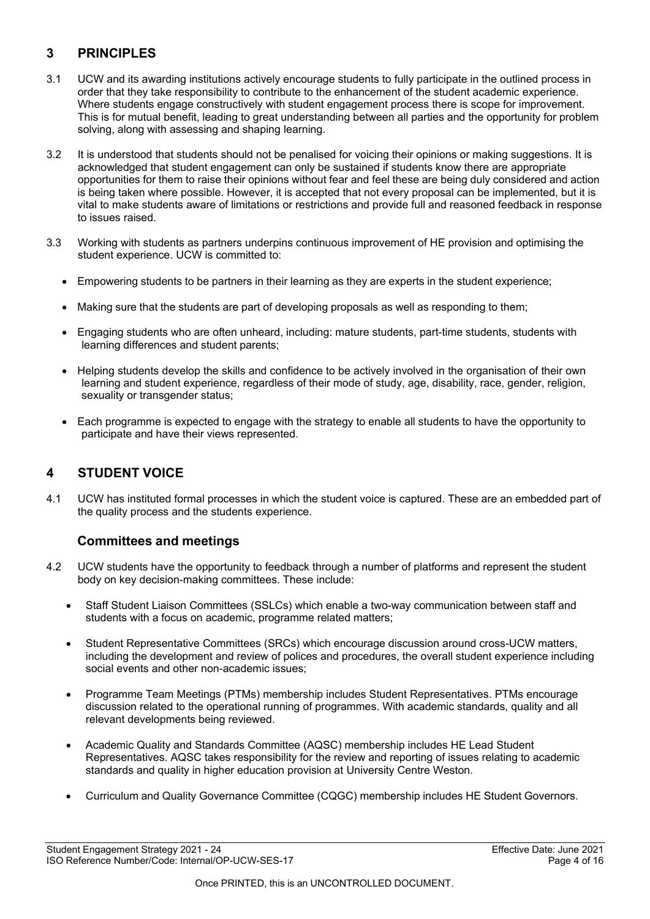## 3 PRINCIPLES

3.1 UCW and its awarding institutions actively encourage students to fully participate in the outlined process in order that they take responsibility to contribute to the enhancement of the student academic experience. Where students engage constructively with student engagement process there is scope for improvement. This is for mutual benefit, leading to great understanding between all parties and the opportunity for problem solving, along with assessing and shaping learning.

3.2 It is understood that students should not be penalised for voicing their opinions or making suggestions. It is acknowledged that student engagement can only be sustained if students know there are appropriate opportunities for them to raise their opinions without fear and feel these are being duly considered and action is being taken where possible. However, it is accepted that not every proposal can be implemented, but it is vital to make students aware of limitations or restrictions and provide full and reasoned feedback in response to issues raised.

3.3 Working with students as partners underpins continuous improvement of HE provision and optimising the student experience. UCW is committed to:

- Empowering students to be partners in their learning as they are experts in the student experience;
- Making sure that the students are part of developing proposals as well as responding to them;
- Engaging students who are often unheard, including: mature students, part-time students, students with learning differences and student parents;
- Helping students develop the skills and confidence to be actively involved in the organisation of their own learning and student experience, regardless of their mode of study, age, disability, race, gender, religion, sexuality or transgender status;
- Each programme is expected to engage with the strategy to enable all students to have the opportunity to participate and have their views represented.

## 4 STUDENT VOICE

4.1 UCW has instituted formal processes in which the student voice is captured. These are an embedded part of the quality process and the students experience.

### Committees and meetings

4.2 UCW students have the opportunity to feedback through a number of platforms and represent the student body on key decision-making committees. These include:

- Staff Student Liaison Committees (SSLCs) which enable a two-way communication between staff and students with a focus on academic, programme related matters;
- Student Representative Committees (SRCs) which encourage discussion around cross-UCW matters, including the development and review of polices and procedures, the overall student experience including social events and other non-academic issues;
- Programme Team Meetings (PTMs) membership includes Student Representatives. PTMs encourage discussion related to the operational running of programmes. With academic standards, quality and all relevant developments being reviewed.
- Academic Quality and Standards Committee (AQSC) membership includes HE Lead Student Representatives. AQSC takes responsibility for the review and reporting of issues relating to academic standards and quality in higher education provision at University Centre Weston.
- Curriculum and Quality Governance Committee (CQGC) membership includes HE Student Governors.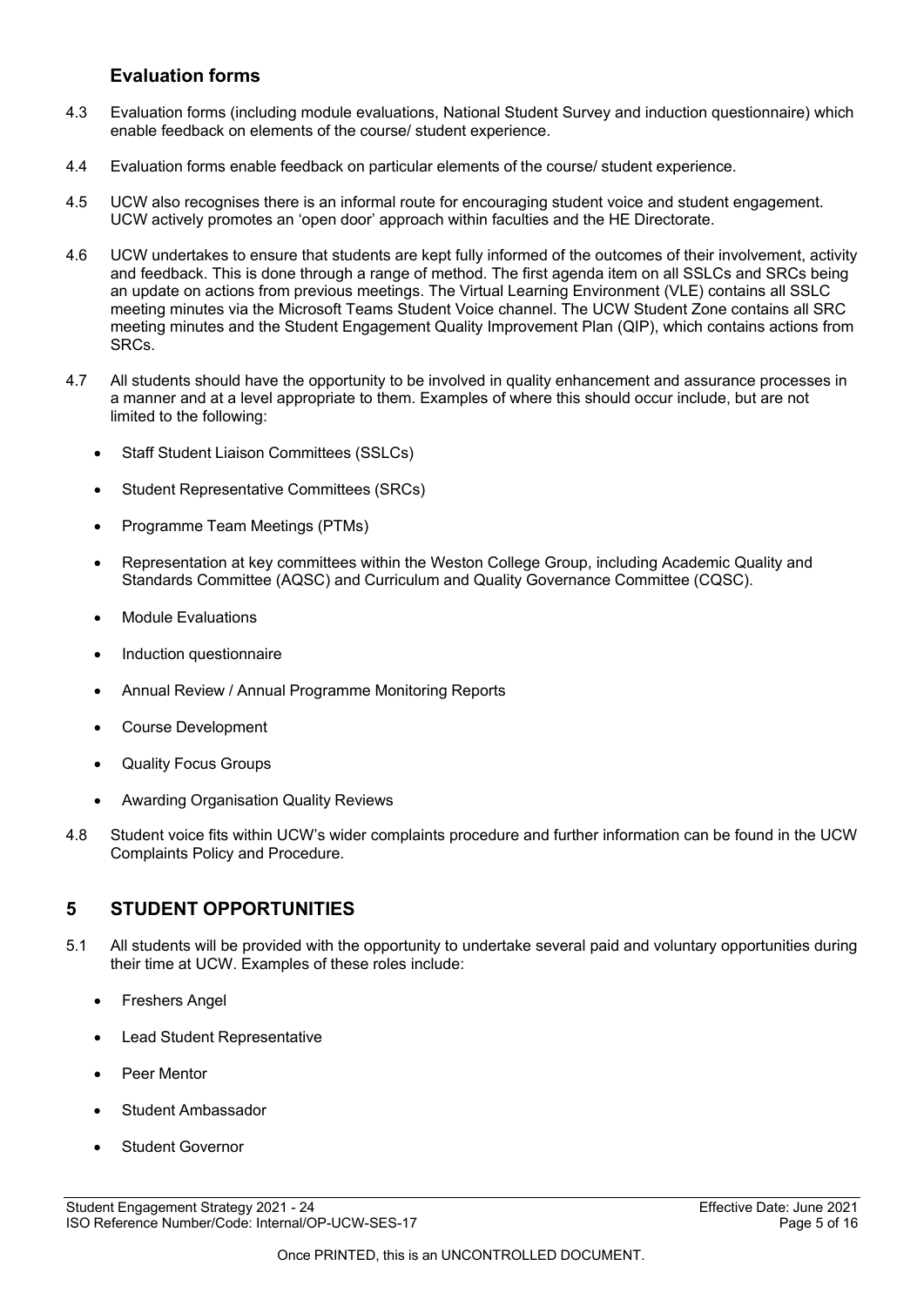### Evaluation forms

4.3 Evaluation forms (including module evaluations, National Student Survey and induction questionnaire) which enable feedback on elements of the course/ student experience.

4.4 Evaluation forms enable feedback on particular elements of the course/ student experience.

4.5 UCW also recognises there is an informal route for encouraging student voice and student engagement. UCW actively promotes an 'open door' approach within faculties and the HE Directorate.

4.6 UCW undertakes to ensure that students are kept fully informed of the outcomes of their involvement, activity and feedback. This is done through a range of method. The first agenda item on all SSLCs and SRCs being an update on actions from previous meetings. The Virtual Learning Environment (VLE) contains all SSLC meeting minutes via the Microsoft Teams Student Voice channel. The UCW Student Zone contains all SRC meeting minutes and the Student Engagement Quality Improvement Plan (QIP), which contains actions from SRCs.

4.7 All students should have the opportunity to be involved in quality enhancement and assurance processes in a manner and at a level appropriate to them. Examples of where this should occur include, but are not limited to the following:

- Staff Student Liaison Committees (SSLCs)
- Student Representative Committees (SRCs)
- Programme Team Meetings (PTMs)
- Representation at key committees within the Weston College Group, including Academic Quality and Standards Committee (AQSC) and Curriculum and Quality Governance Committee (CQSC).
- Module Evaluations
- Induction questionnaire
- Annual Review / Annual Programme Monitoring Reports
- Course Development
- Quality Focus Groups
- Awarding Organisation Quality Reviews

4.8 Student voice fits within UCW's wider complaints procedure and further information can be found in the UCW Complaints Policy and Procedure.

## 5 STUDENT OPPORTUNITIES

5.1 All students will be provided with the opportunity to undertake several paid and voluntary opportunities during their time at UCW. Examples of these roles include:

- Freshers Angel
- Lead Student Representative
- Peer Mentor
- Student Ambassador
- Student Governor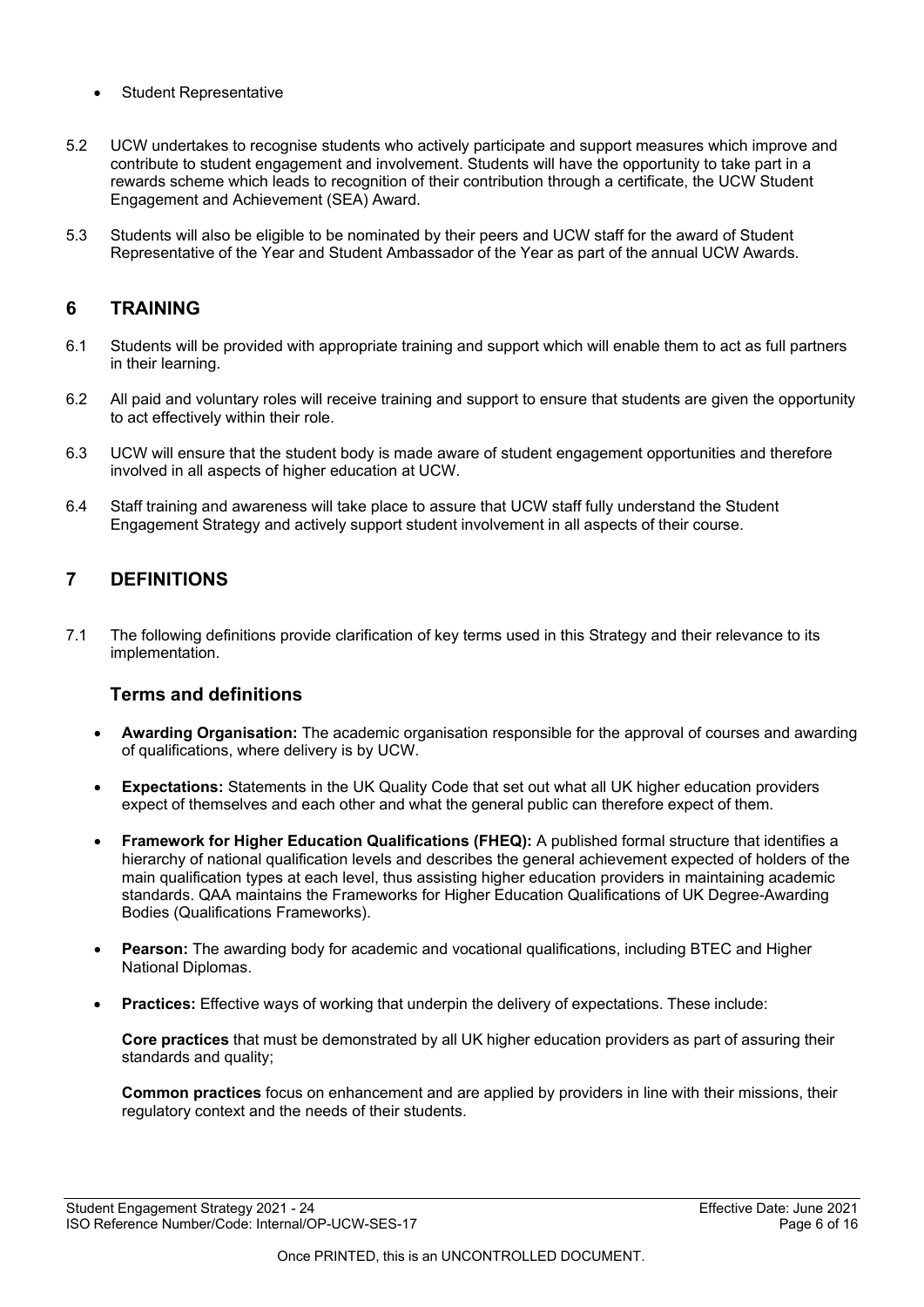- Student Representative

5.2 UCW undertakes to recognise students who actively participate and support measures which improve and contribute to student engagement and involvement. Students will have the opportunity to take part in a rewards scheme which leads to recognition of their contribution through a certificate, the UCW Student Engagement and Achievement (SEA) Award.

5.3 Students will also be eligible to be nominated by their peers and UCW staff for the award of Student Representative of the Year and Student Ambassador of the Year as part of the annual UCW Awards.

## 6 TRAINING

6.1 Students will be provided with appropriate training and support which will enable them to act as full partners in their learning.

6.2 All paid and voluntary roles will receive training and support to ensure that students are given the opportunity to act effectively within their role.

6.3 UCW will ensure that the student body is made aware of student engagement opportunities and therefore involved in all aspects of higher education at UCW.

6.4 Staff training and awareness will take place to assure that UCW staff fully understand the Student Engagement Strategy and actively support student involvement in all aspects of their course.

## 7 DEFINITIONS

7.1 The following definitions provide clarification of key terms used in this Strategy and their relevance to its implementation.

### Terms and definitions

- **Awarding Organisation:** The academic organisation responsible for the approval of courses and awarding of qualifications, where delivery is by UCW.

- **Expectations:** Statements in the UK Quality Code that set out what all UK higher education providers expect of themselves and each other and what the general public can therefore expect of them.

- **Framework for Higher Education Qualifications (FHEQ):** A published formal structure that identifies a hierarchy of national qualification levels and describes the general achievement expected of holders of the main qualification types at each level, thus assisting higher education providers in maintaining academic standards. QAA maintains the Frameworks for Higher Education Qualifications of UK Degree-Awarding Bodies (Qualifications Frameworks).

- **Pearson:** The awarding body for academic and vocational qualifications, including BTEC and Higher National Diplomas.

- **Practices:** Effective ways of working that underpin the delivery of expectations. These include:

  **Core practices** that must be demonstrated by all UK higher education providers as part of assuring their standards and quality;

  **Common practices** focus on enhancement and are applied by providers in line with their missions, their regulatory context and the needs of their students.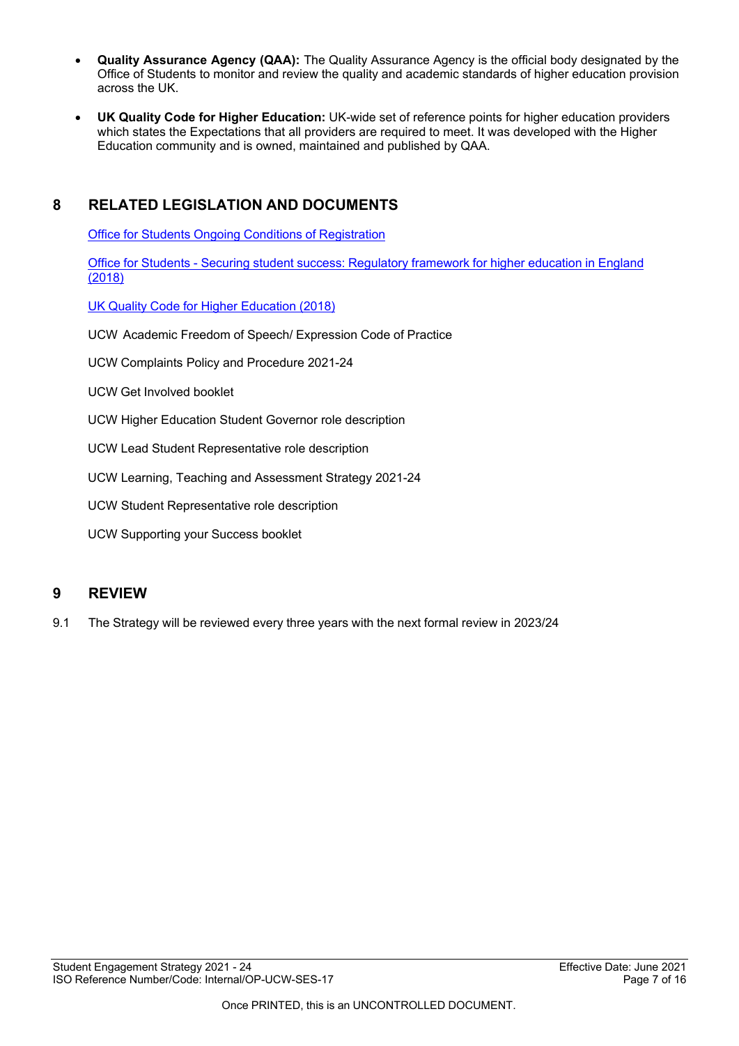- **Quality Assurance Agency (QAA):** The Quality Assurance Agency is the official body designated by the Office of Students to monitor and review the quality and academic standards of higher education provision across the UK.

- **UK Quality Code for Higher Education:** UK-wide set of reference points for higher education providers which states the Expectations that all providers are required to meet. It was developed with the Higher Education community and is owned, maintained and published by QAA.

## 8 RELATED LEGISLATION AND DOCUMENTS

Office for Students Ongoing Conditions of Registration

Office for Students - Securing student success: Regulatory framework for higher education in England (2018)

UK Quality Code for Higher Education (2018)

UCW Academic Freedom of Speech/ Expression Code of Practice

UCW Complaints Policy and Procedure 2021-24

UCW Get Involved booklet

UCW Higher Education Student Governor role description

UCW Lead Student Representative role description

UCW Learning, Teaching and Assessment Strategy 2021-24

UCW Student Representative role description

UCW Supporting your Success booklet

## 9 REVIEW

9.1 The Strategy will be reviewed every three years with the next formal review in 2023/24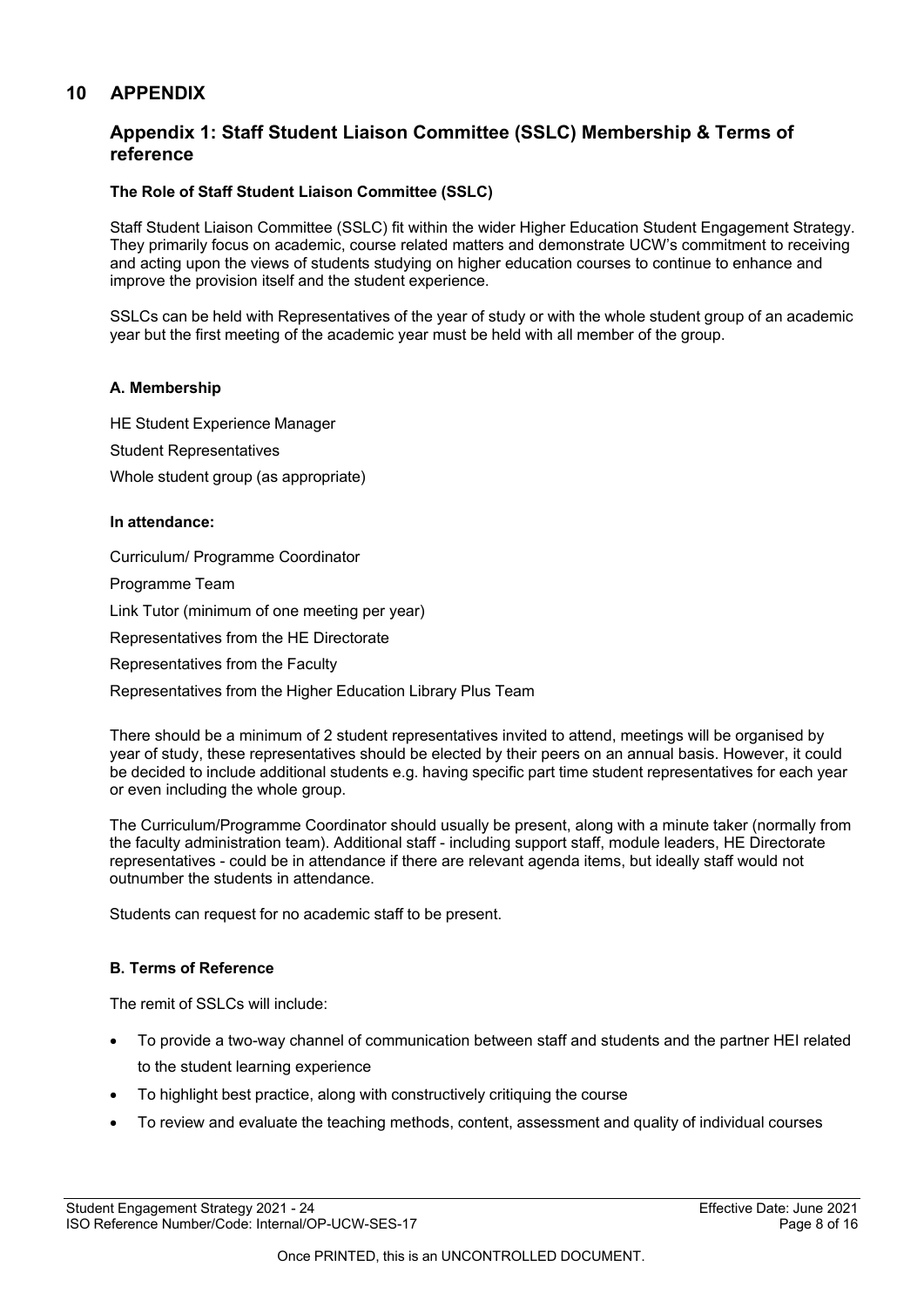# 10 APPENDIX

## Appendix 1: Staff Student Liaison Committee (SSLC) Membership & Terms of reference

**The Role of Staff Student Liaison Committee (SSLC)**

Staff Student Liaison Committee (SSLC) fit within the wider Higher Education Student Engagement Strategy. They primarily focus on academic, course related matters and demonstrate UCW's commitment to receiving and acting upon the views of students studying on higher education courses to continue to enhance and improve the provision itself and the student experience.

SSLCs can be held with Representatives of the year of study or with the whole student group of an academic year but the first meeting of the academic year must be held with all member of the group.

**A. Membership**

HE Student Experience Manager

Student Representatives

Whole student group (as appropriate)

**In attendance:**

Curriculum/ Programme Coordinator

Programme Team

Link Tutor (minimum of one meeting per year)

Representatives from the HE Directorate

Representatives from the Faculty

Representatives from the Higher Education Library Plus Team

There should be a minimum of 2 student representatives invited to attend, meetings will be organised by year of study, these representatives should be elected by their peers on an annual basis. However, it could be decided to include additional students e.g. having specific part time student representatives for each year or even including the whole group.

The Curriculum/Programme Coordinator should usually be present, along with a minute taker (normally from the faculty administration team). Additional staff - including support staff, module leaders, HE Directorate representatives - could be in attendance if there are relevant agenda items, but ideally staff would not outnumber the students in attendance.

Students can request for no academic staff to be present.

**B. Terms of Reference**

The remit of SSLCs will include:

- To provide a two-way channel of communication between staff and students and the partner HEI related to the student learning experience
- To highlight best practice, along with constructively critiquing the course
- To review and evaluate the teaching methods, content, assessment and quality of individual courses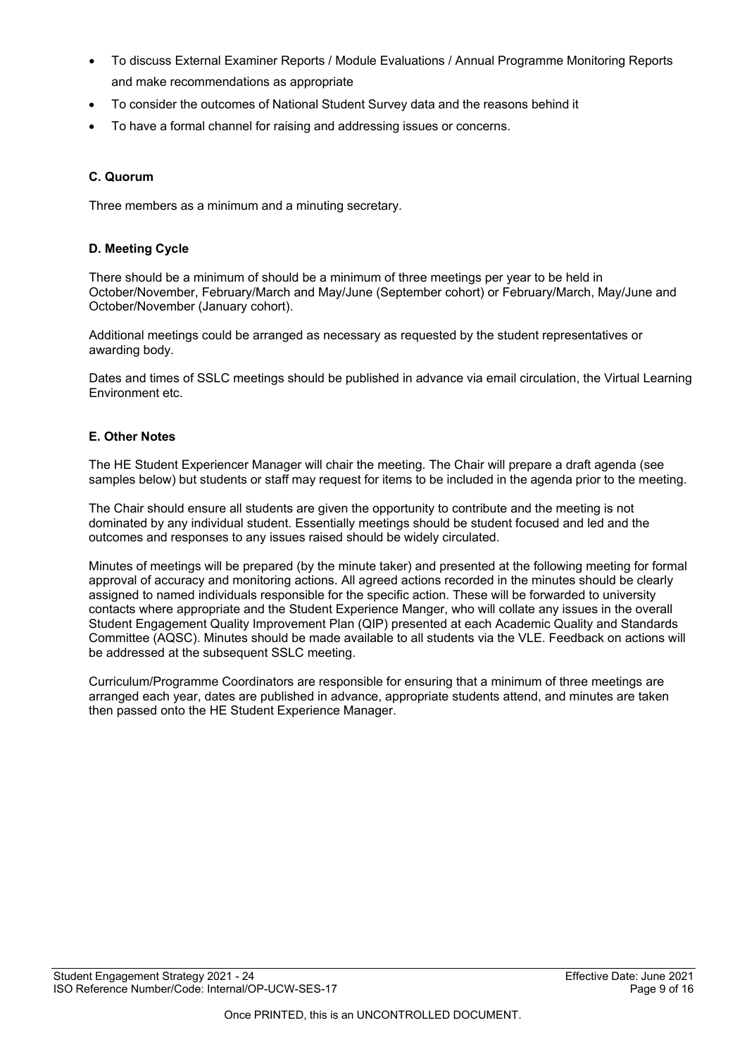- To discuss External Examiner Reports / Module Evaluations / Annual Programme Monitoring Reports and make recommendations as appropriate
- To consider the outcomes of National Student Survey data and the reasons behind it
- To have a formal channel for raising and addressing issues or concerns.

**C. Quorum**

Three members as a minimum and a minuting secretary.

**D. Meeting Cycle**

There should be a minimum of should be a minimum of three meetings per year to be held in October/November, February/March and May/June (September cohort) or February/March, May/June and October/November (January cohort).

Additional meetings could be arranged as necessary as requested by the student representatives or awarding body.

Dates and times of SSLC meetings should be published in advance via email circulation, the Virtual Learning Environment etc.

**E. Other Notes**

The HE Student Experiencer Manager will chair the meeting. The Chair will prepare a draft agenda (see samples below) but students or staff may request for items to be included in the agenda prior to the meeting.

The Chair should ensure all students are given the opportunity to contribute and the meeting is not dominated by any individual student. Essentially meetings should be student focused and led and the outcomes and responses to any issues raised should be widely circulated.

Minutes of meetings will be prepared (by the minute taker) and presented at the following meeting for formal approval of accuracy and monitoring actions. All agreed actions recorded in the minutes should be clearly assigned to named individuals responsible for the specific action. These will be forwarded to university contacts where appropriate and the Student Experience Manger, who will collate any issues in the overall Student Engagement Quality Improvement Plan (QIP) presented at each Academic Quality and Standards Committee (AQSC). Minutes should be made available to all students via the VLE. Feedback on actions will be addressed at the subsequent SSLC meeting.

Curriculum/Programme Coordinators are responsible for ensuring that a minimum of three meetings are arranged each year, dates are published in advance, appropriate students attend, and minutes are taken then passed onto the HE Student Experience Manager.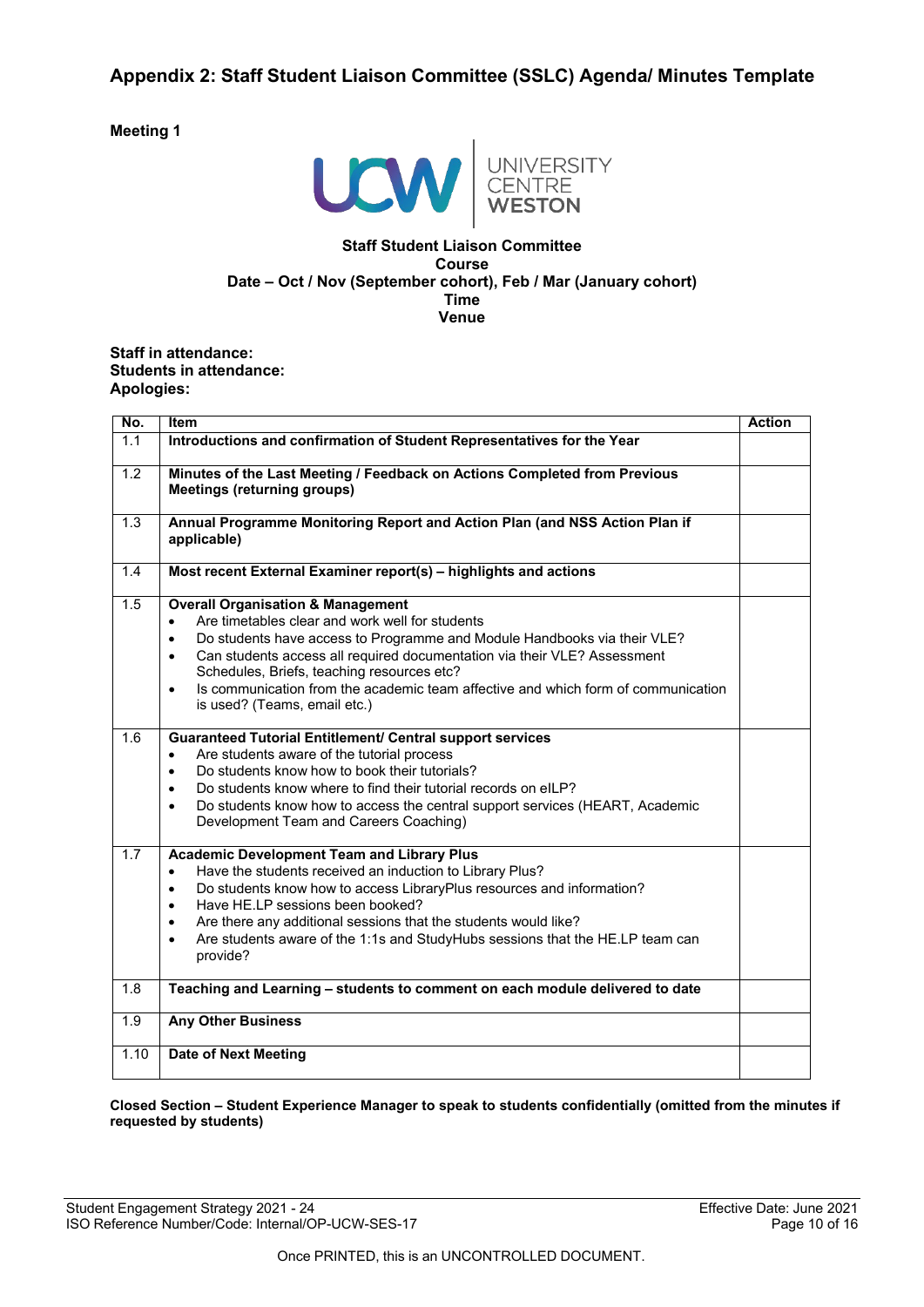## Appendix 2: Staff Student Liaison Committee (SSLC) Agenda/ Minutes Template

**Meeting 1**

UCW | UNIVERSITY CENTRE WESTON

**Staff Student Liaison Committee**
**Course**
**Date – Oct / Nov (September cohort), Feb / Mar (January cohort)**
**Time**
**Venue**

**Staff in attendance:**
**Students in attendance:**
**Apologies:**

| No. | Item | Action |
|---|---|---|
| 1.1 | **Introductions and confirmation of Student Representatives for the Year** | |
| 1.2 | **Minutes of the Last Meeting / Feedback on Actions Completed from Previous Meetings (returning groups)** | |
| 1.3 | **Annual Programme Monitoring Report and Action Plan (and NSS Action Plan if applicable)** | |
| 1.4 | **Most recent External Examiner report(s) – highlights and actions** | |
| 1.5 | **Overall Organisation & Management**<br>• Are timetables clear and work well for students<br>• Do students have access to Programme and Module Handbooks via their VLE?<br>• Can students access all required documentation via their VLE? Assessment Schedules, Briefs, teaching resources etc?<br>• Is communication from the academic team affective and which form of communication is used? (Teams, email etc.) | |
| 1.6 | **Guaranteed Tutorial Entitlement/ Central support services**<br>• Are students aware of the tutorial process<br>• Do students know how to book their tutorials?<br>• Do students know where to find their tutorial records on eILP?<br>• Do students know how to access the central support services (HEART, Academic Development Team and Careers Coaching) | |
| 1.7 | **Academic Development Team and Library Plus**<br>• Have the students received an induction to Library Plus?<br>• Do students know how to access LibraryPlus resources and information?<br>• Have HE.LP sessions been booked?<br>• Are there any additional sessions that the students would like?<br>• Are students aware of the 1:1s and StudyHubs sessions that the HE.LP team can provide? | |
| 1.8 | **Teaching and Learning – students to comment on each module delivered to date** | |
| 1.9 | **Any Other Business** | |
| 1.10 | **Date of Next Meeting** | |

**Closed Section – Student Experience Manager to speak to students confidentially (omitted from the minutes if requested by students)**

Student Engagement Strategy 2021 - 24
ISO Reference Number/Code: Internal/OP-UCW-SES-17
Effective Date: June 2021

Once PRINTED, this is an UNCONTROLLED DOCUMENT.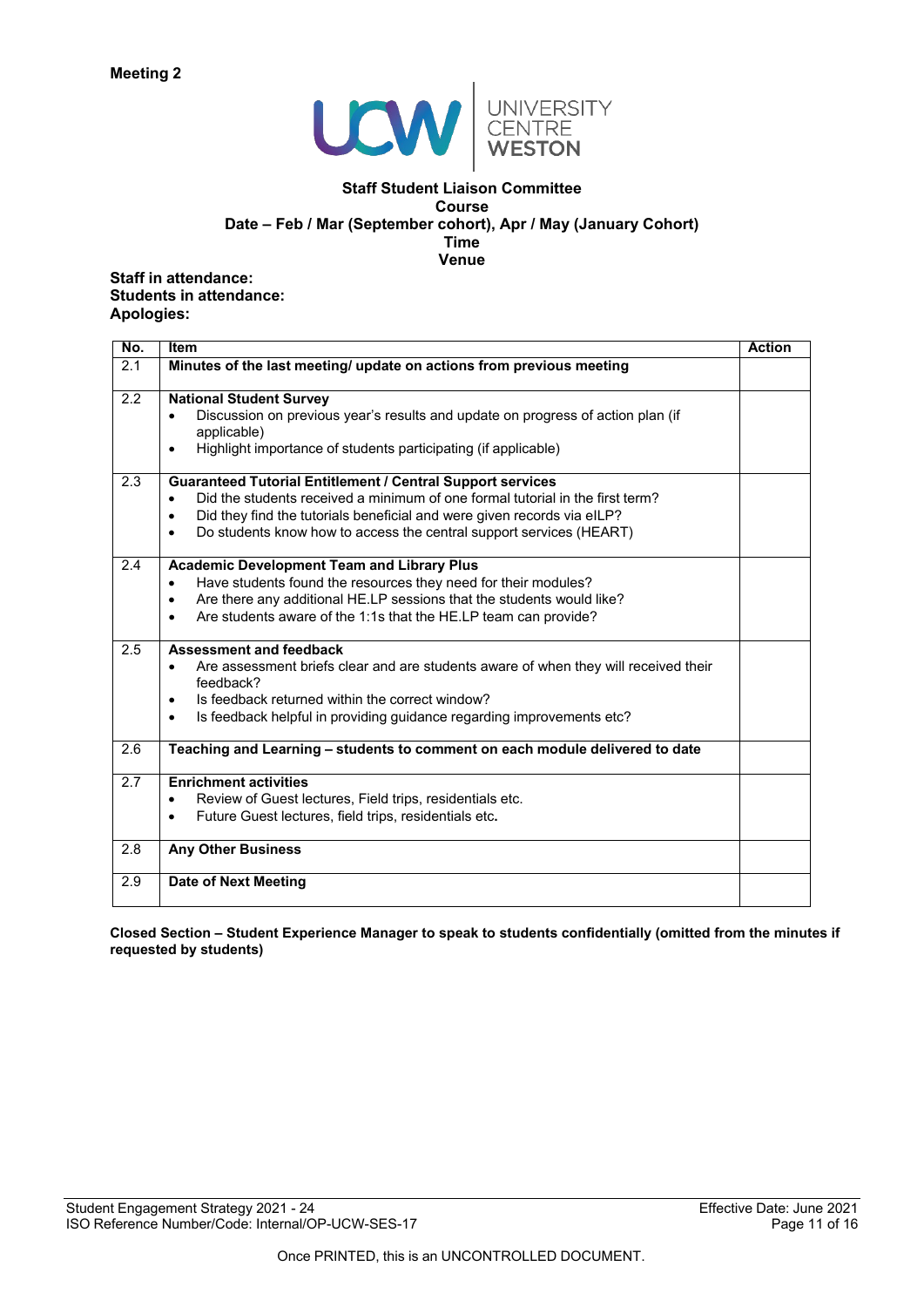**Meeting 2**

UCW | UNIVERSITY CENTRE WESTON

**Staff Student Liaison Committee**
**Course**
**Date – Feb / Mar (September cohort), Apr / May (January Cohort)**
**Time**
**Venue**

**Staff in attendance:**
**Students in attendance:**
**Apologies:**

| No. | Item | Action |
|---|---|---|
| 2.1 | **Minutes of the last meeting/ update on actions from previous meeting** | |
| 2.2 | **National Student Survey**<br>• Discussion on previous year's results and update on progress of action plan (if applicable)<br>• Highlight importance of students participating (if applicable) | |
| 2.3 | **Guaranteed Tutorial Entitlement / Central Support services**<br>• Did the students received a minimum of one formal tutorial in the first term?<br>• Did they find the tutorials beneficial and were given records via eILP?<br>• Do students know how to access the central support services (HEART) | |
| 2.4 | **Academic Development Team and Library Plus**<br>• Have students found the resources they need for their modules?<br>• Are there any additional HE.LP sessions that the students would like?<br>• Are students aware of the 1:1s that the HE.LP team can provide? | |
| 2.5 | **Assessment and feedback**<br>• Are assessment briefs clear and are students aware of when they will received their feedback?<br>• Is feedback returned within the correct window?<br>• Is feedback helpful in providing guidance regarding improvements etc? | |
| 2.6 | **Teaching and Learning – students to comment on each module delivered to date** | |
| 2.7 | **Enrichment activities**<br>• Review of Guest lectures, Field trips, residentials etc.<br>• Future Guest lectures, field trips, residentials etc**.** | |
| 2.8 | **Any Other Business** | |
| 2.9 | **Date of Next Meeting** | |

**Closed Section – Student Experience Manager to speak to students confidentially (omitted from the minutes if requested by students)**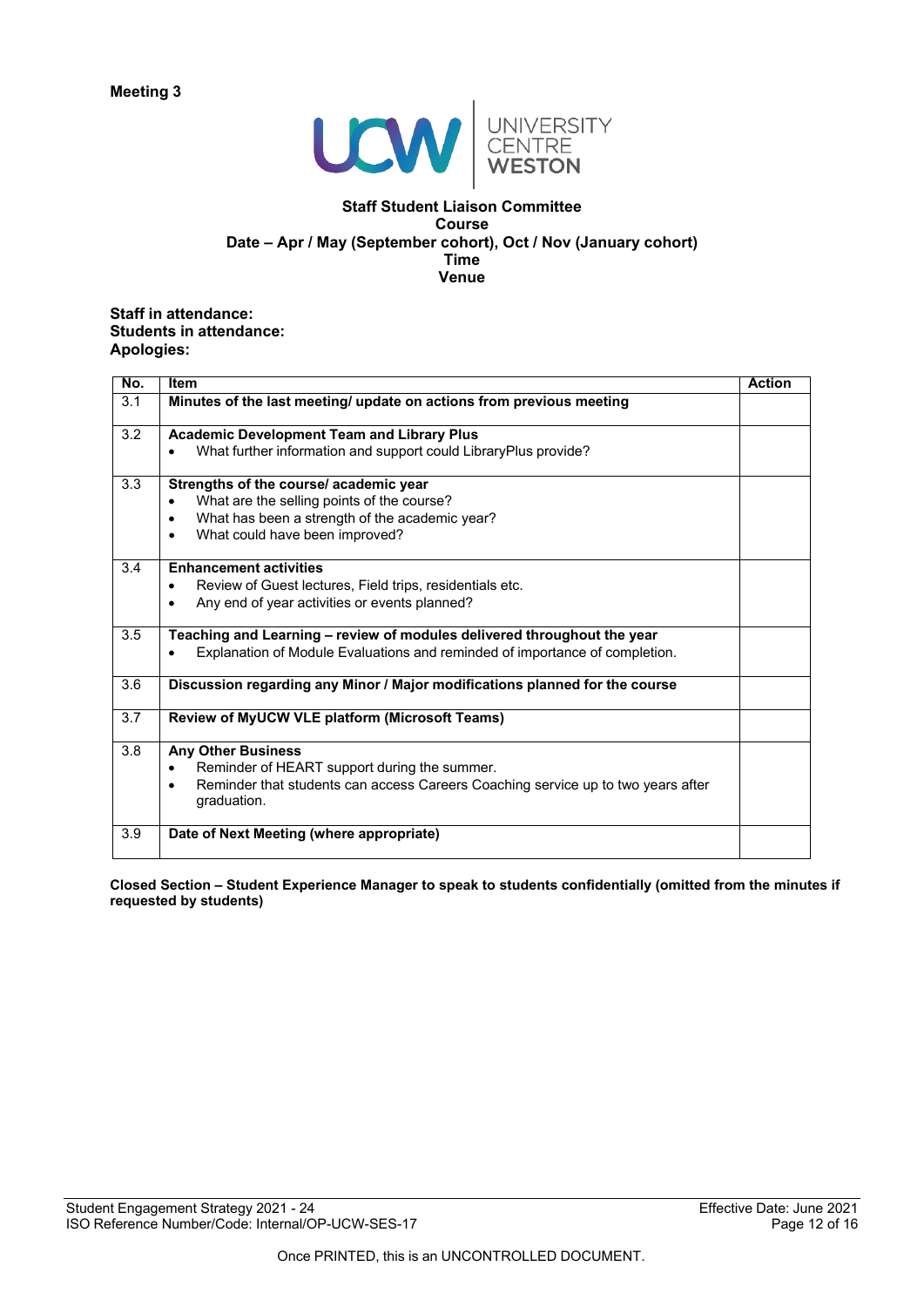**Meeting 3**

UCW | UNIVERSITY CENTRE WESTON

**Staff Student Liaison Committee**
**Course**
**Date – Apr / May (September cohort), Oct / Nov (January cohort)**
**Time**
**Venue**

**Staff in attendance:**
**Students in attendance:**
**Apologies:**

| No. | Item | Action |
|---|---|---|
| 3.1 | **Minutes of the last meeting/ update on actions from previous meeting** | |
| 3.2 | **Academic Development Team and Library Plus**<br>• What further information and support could LibraryPlus provide? | |
| 3.3 | **Strengths of the course/ academic year**<br>• What are the selling points of the course?<br>• What has been a strength of the academic year?<br>• What could have been improved? | |
| 3.4 | **Enhancement activities**<br>• Review of Guest lectures, Field trips, residentials etc.<br>• Any end of year activities or events planned? | |
| 3.5 | **Teaching and Learning – review of modules delivered throughout the year**<br>• Explanation of Module Evaluations and reminded of importance of completion. | |
| 3.6 | **Discussion regarding any Minor / Major modifications planned for the course** | |
| 3.7 | **Review of MyUCW VLE platform (Microsoft Teams)** | |
| 3.8 | **Any Other Business**<br>• Reminder of HEART support during the summer.<br>• Reminder that students can access Careers Coaching service up to two years after graduation. | |
| 3.9 | **Date of Next Meeting (where appropriate)** | |

**Closed Section – Student Experience Manager to speak to students confidentially (omitted from the minutes if requested by students)**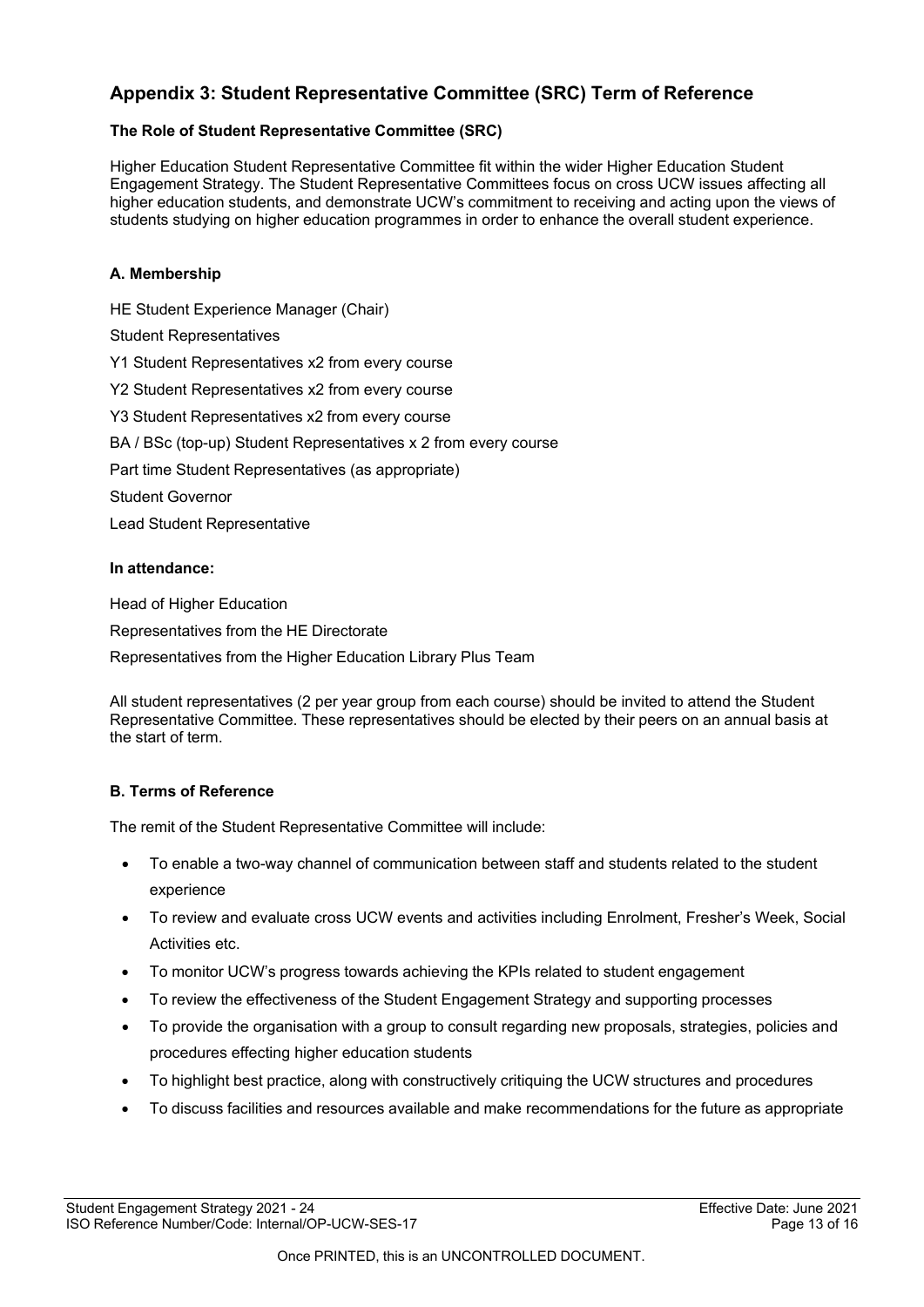## Appendix 3: Student Representative Committee (SRC) Term of Reference

**The Role of Student Representative Committee (SRC)**

Higher Education Student Representative Committee fit within the wider Higher Education Student Engagement Strategy. The Student Representative Committees focus on cross UCW issues affecting all higher education students, and demonstrate UCW's commitment to receiving and acting upon the views of students studying on higher education programmes in order to enhance the overall student experience.

**A. Membership**

HE Student Experience Manager (Chair)

Student Representatives

Y1 Student Representatives x2 from every course

Y2 Student Representatives x2 from every course

Y3 Student Representatives x2 from every course

BA / BSc (top-up) Student Representatives x 2 from every course

Part time Student Representatives (as appropriate)

Student Governor

Lead Student Representative

**In attendance:**

Head of Higher Education

Representatives from the HE Directorate

Representatives from the Higher Education Library Plus Team

All student representatives (2 per year group from each course) should be invited to attend the Student Representative Committee. These representatives should be elected by their peers on an annual basis at the start of term.

**B. Terms of Reference**

The remit of the Student Representative Committee will include:

- To enable a two-way channel of communication between staff and students related to the student experience
- To review and evaluate cross UCW events and activities including Enrolment, Fresher's Week, Social Activities etc.
- To monitor UCW's progress towards achieving the KPIs related to student engagement
- To review the effectiveness of the Student Engagement Strategy and supporting processes
- To provide the organisation with a group to consult regarding new proposals, strategies, policies and procedures effecting higher education students
- To highlight best practice, along with constructively critiquing the UCW structures and procedures
- To discuss facilities and resources available and make recommendations for the future as appropriate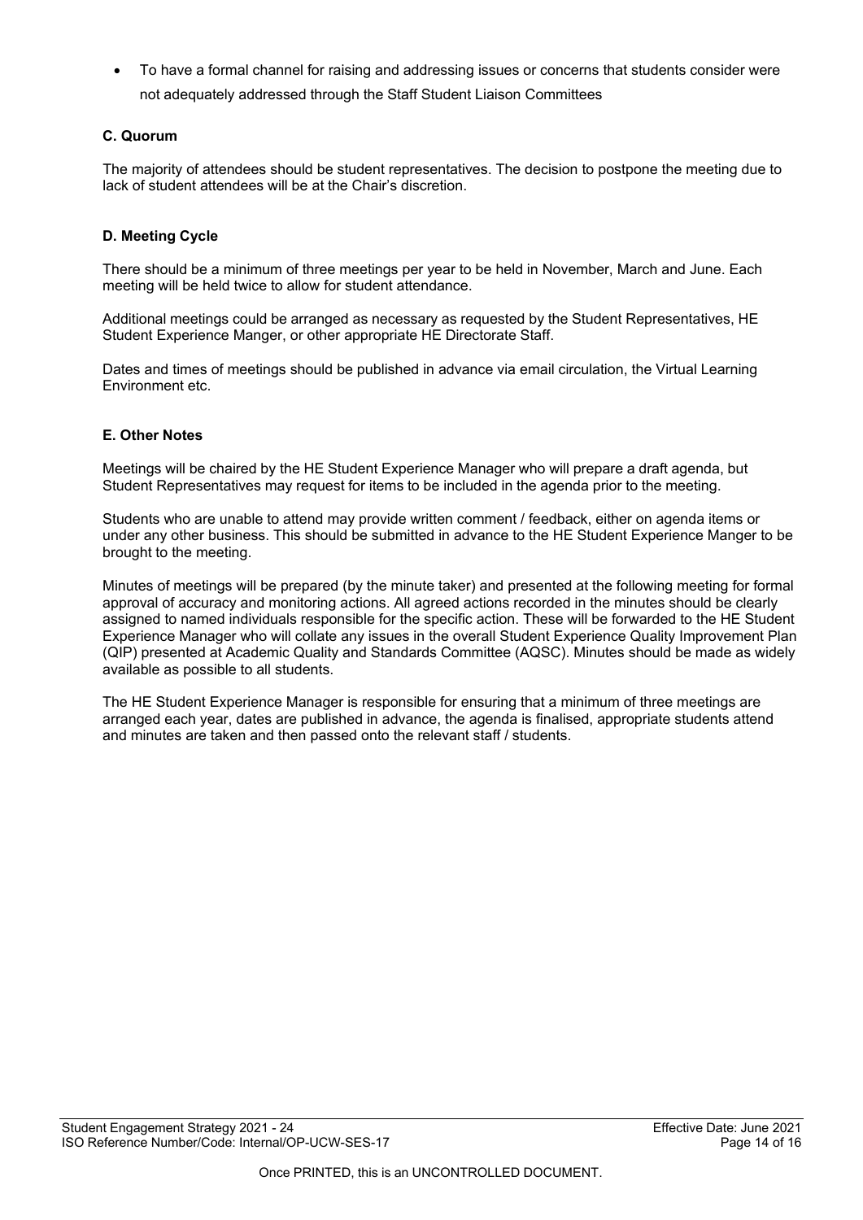- To have a formal channel for raising and addressing issues or concerns that students consider were not adequately addressed through the Staff Student Liaison Committees

### C. Quorum

The majority of attendees should be student representatives. The decision to postpone the meeting due to lack of student attendees will be at the Chair's discretion.

### D. Meeting Cycle

There should be a minimum of three meetings per year to be held in November, March and June. Each meeting will be held twice to allow for student attendance.

Additional meetings could be arranged as necessary as requested by the Student Representatives, HE Student Experience Manger, or other appropriate HE Directorate Staff.

Dates and times of meetings should be published in advance via email circulation, the Virtual Learning Environment etc.

### E. Other Notes

Meetings will be chaired by the HE Student Experience Manager who will prepare a draft agenda, but Student Representatives may request for items to be included in the agenda prior to the meeting.

Students who are unable to attend may provide written comment / feedback, either on agenda items or under any other business. This should be submitted in advance to the HE Student Experience Manger to be brought to the meeting.

Minutes of meetings will be prepared (by the minute taker) and presented at the following meeting for formal approval of accuracy and monitoring actions. All agreed actions recorded in the minutes should be clearly assigned to named individuals responsible for the specific action. These will be forwarded to the HE Student Experience Manager who will collate any issues in the overall Student Experience Quality Improvement Plan (QIP) presented at Academic Quality and Standards Committee (AQSC). Minutes should be made as widely available as possible to all students.

The HE Student Experience Manager is responsible for ensuring that a minimum of three meetings are arranged each year, dates are published in advance, the agenda is finalised, appropriate students attend and minutes are taken and then passed onto the relevant staff / students.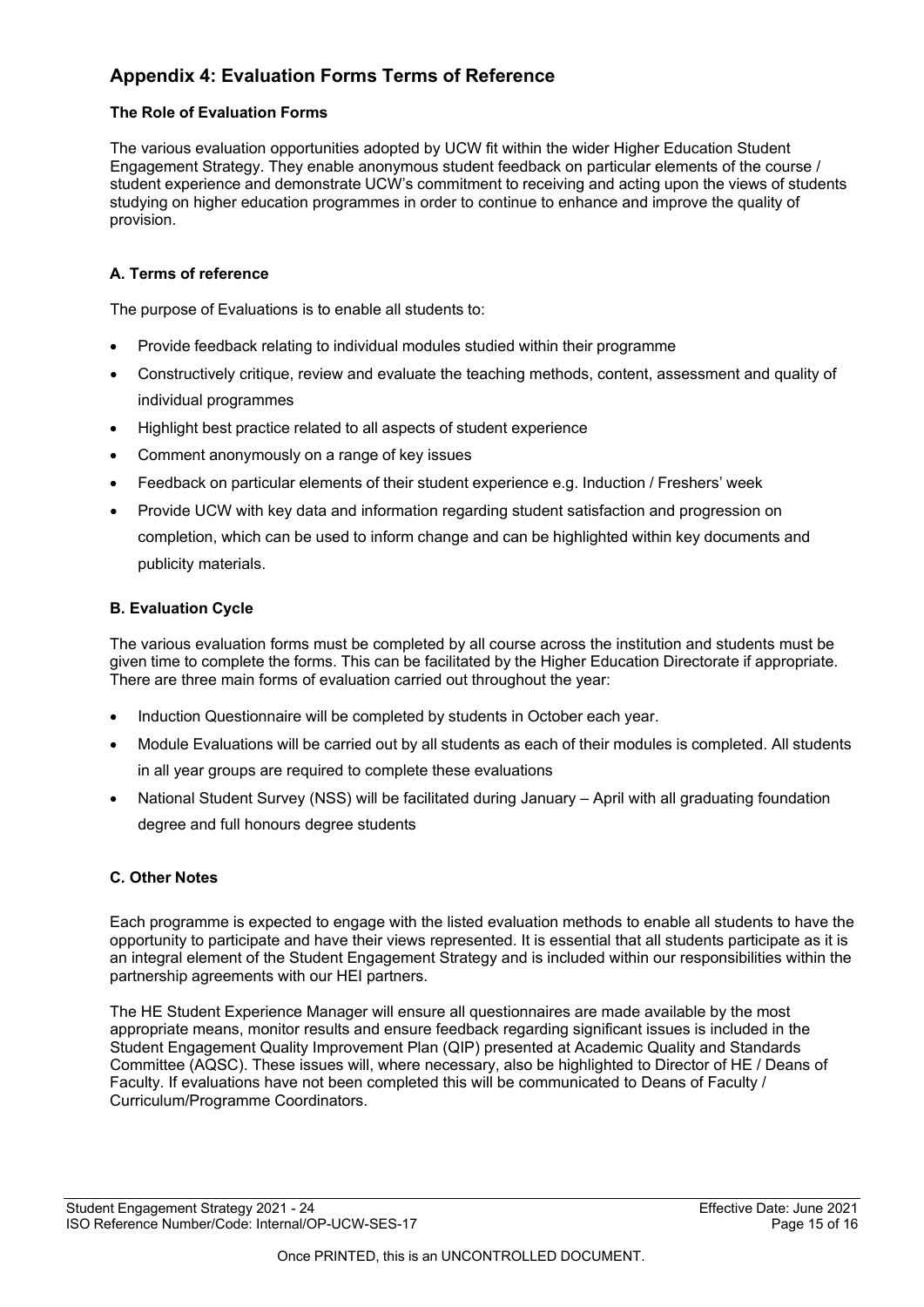## Appendix 4: Evaluation Forms Terms of Reference

### The Role of Evaluation Forms

The various evaluation opportunities adopted by UCW fit within the wider Higher Education Student Engagement Strategy. They enable anonymous student feedback on particular elements of the course / student experience and demonstrate UCW's commitment to receiving and acting upon the views of students studying on higher education programmes in order to continue to enhance and improve the quality of provision.

### A. Terms of reference

The purpose of Evaluations is to enable all students to:

- Provide feedback relating to individual modules studied within their programme
- Constructively critique, review and evaluate the teaching methods, content, assessment and quality of individual programmes
- Highlight best practice related to all aspects of student experience
- Comment anonymously on a range of key issues
- Feedback on particular elements of their student experience e.g. Induction / Freshers' week
- Provide UCW with key data and information regarding student satisfaction and progression on completion, which can be used to inform change and can be highlighted within key documents and publicity materials.

### B. Evaluation Cycle

The various evaluation forms must be completed by all course across the institution and students must be given time to complete the forms. This can be facilitated by the Higher Education Directorate if appropriate. There are three main forms of evaluation carried out throughout the year:

- Induction Questionnaire will be completed by students in October each year.
- Module Evaluations will be carried out by all students as each of their modules is completed. All students in all year groups are required to complete these evaluations
- National Student Survey (NSS) will be facilitated during January – April with all graduating foundation degree and full honours degree students

### C. Other Notes

Each programme is expected to engage with the listed evaluation methods to enable all students to have the opportunity to participate and have their views represented. It is essential that all students participate as it is an integral element of the Student Engagement Strategy and is included within our responsibilities within the partnership agreements with our HEI partners.

The HE Student Experience Manager will ensure all questionnaires are made available by the most appropriate means, monitor results and ensure feedback regarding significant issues is included in the Student Engagement Quality Improvement Plan (QIP) presented at Academic Quality and Standards Committee (AQSC). These issues will, where necessary, also be highlighted to Director of HE / Deans of Faculty. If evaluations have not been completed this will be communicated to Deans of Faculty / Curriculum/Programme Coordinators.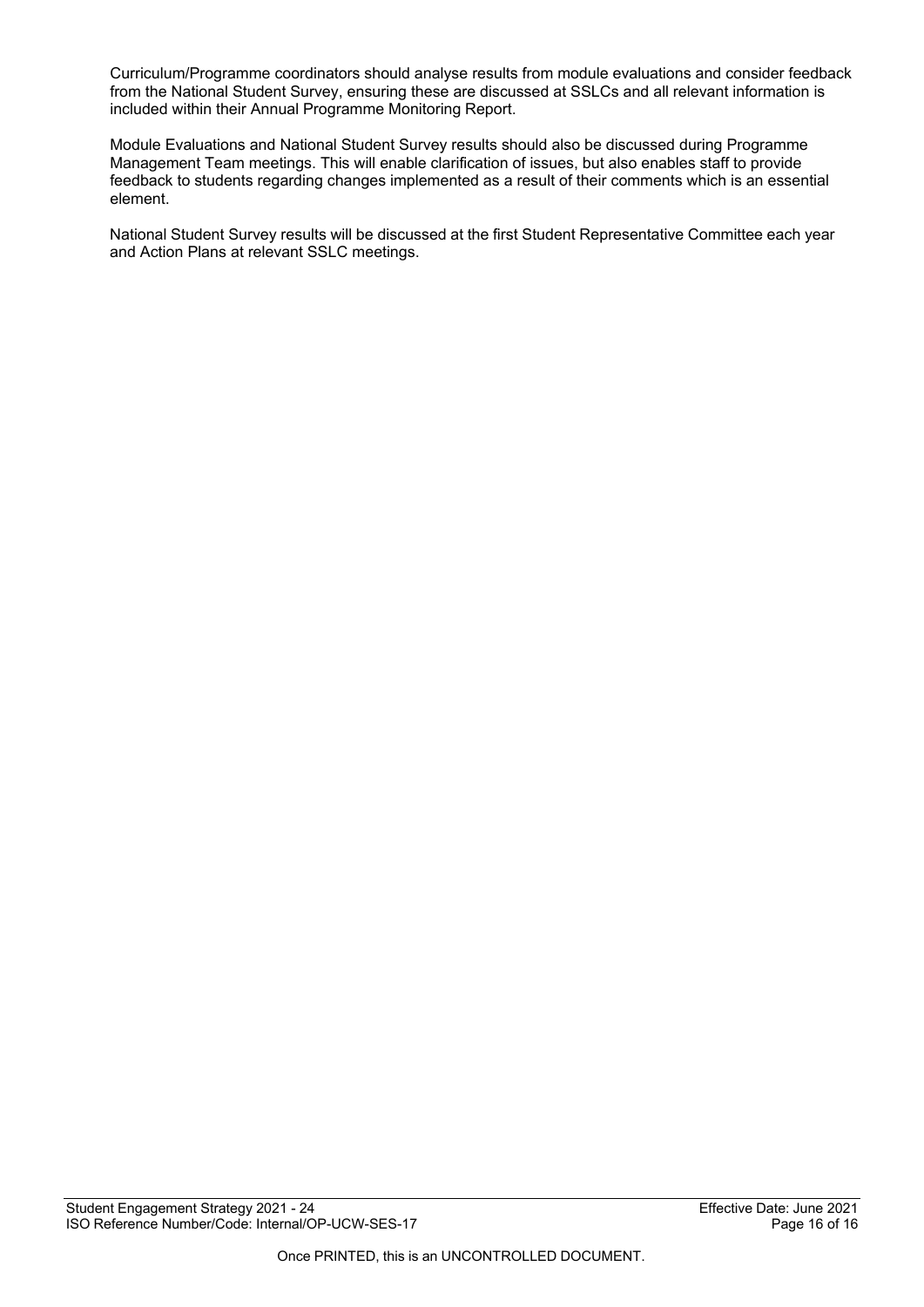Curriculum/Programme coordinators should analyse results from module evaluations and consider feedback from the National Student Survey, ensuring these are discussed at SSLCs and all relevant information is included within their Annual Programme Monitoring Report.

Module Evaluations and National Student Survey results should also be discussed during Programme Management Team meetings. This will enable clarification of issues, but also enables staff to provide feedback to students regarding changes implemented as a result of their comments which is an essential element.

National Student Survey results will be discussed at the first Student Representative Committee each year and Action Plans at relevant SSLC meetings.